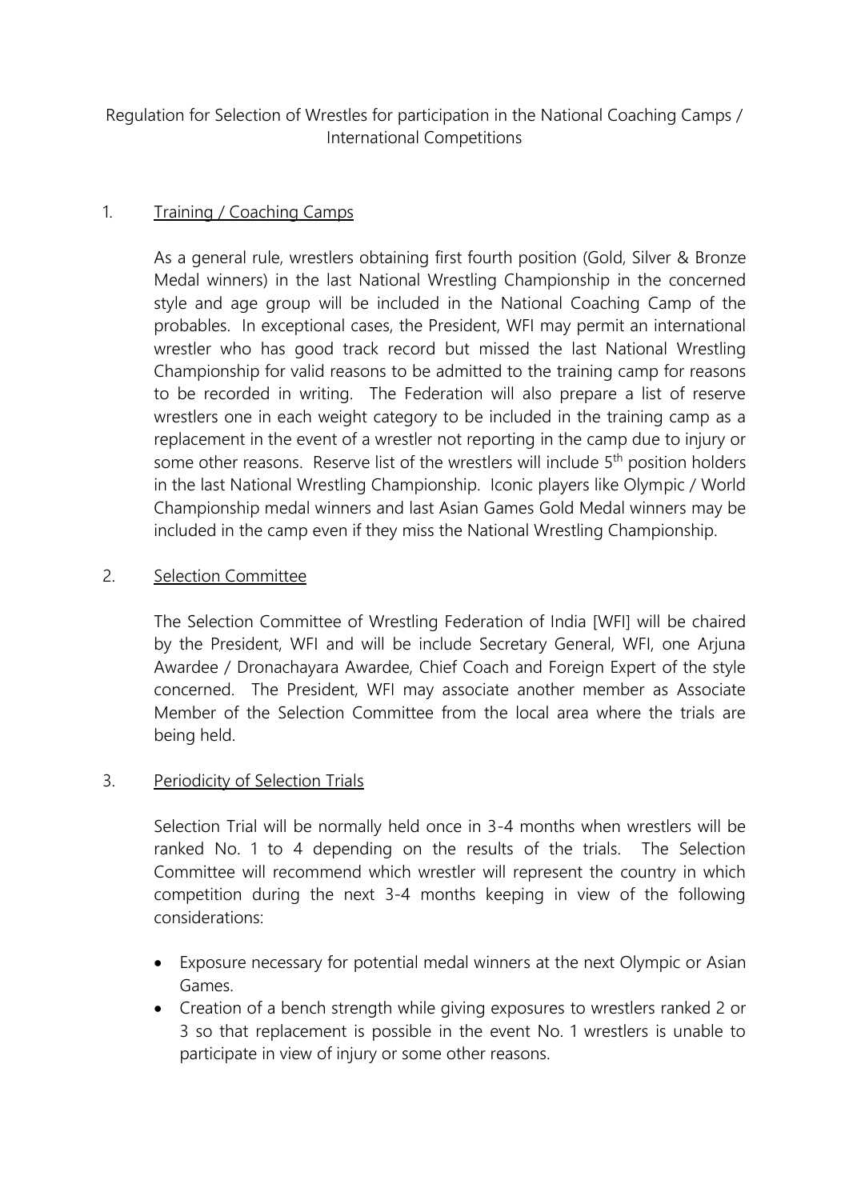# Regulation for Selection of Wrestles for participation in the National Coaching Camps / International Competitions

1. <u>Training / Coaching Camps</u>

   As a general rule, wrestlers obtaining first fourth position (Gold, Silver & Bronze Medal winners) in the last National Wrestling Championship in the concerned style and age group will be included in the National Coaching Camp of the probables. In exceptional cases, the President, WFI may permit an international wrestler who has good track record but missed the last National Wrestling Championship for valid reasons to be admitted to the training camp for reasons to be recorded in writing. The Federation will also prepare a list of reserve wrestlers one in each weight category to be included in the training camp as a replacement in the event of a wrestler not reporting in the camp due to injury or some other reasons. Reserve list of the wrestlers will include 5th position holders in the last National Wrestling Championship. Iconic players like Olympic / World Championship medal winners and last Asian Games Gold Medal winners may be included in the camp even if they miss the National Wrestling Championship.

2. <u>Selection Committee</u>

   The Selection Committee of Wrestling Federation of India [WFI] will be chaired by the President, WFI and will be include Secretary General, WFI, one Arjuna Awardee / Dronachayara Awardee, Chief Coach and Foreign Expert of the style concerned. The President, WFI may associate another member as Associate Member of the Selection Committee from the local area where the trials are being held.

3. <u>Periodicity of Selection Trials</u>

   Selection Trial will be normally held once in 3-4 months when wrestlers will be ranked No. 1 to 4 depending on the results of the trials. The Selection Committee will recommend which wrestler will represent the country in which competition during the next 3-4 months keeping in view of the following considerations:

   - Exposure necessary for potential medal winners at the next Olympic or Asian Games.
   - Creation of a bench strength while giving exposures to wrestlers ranked 2 or 3 so that replacement is possible in the event No. 1 wrestlers is unable to participate in view of injury or some other reasons.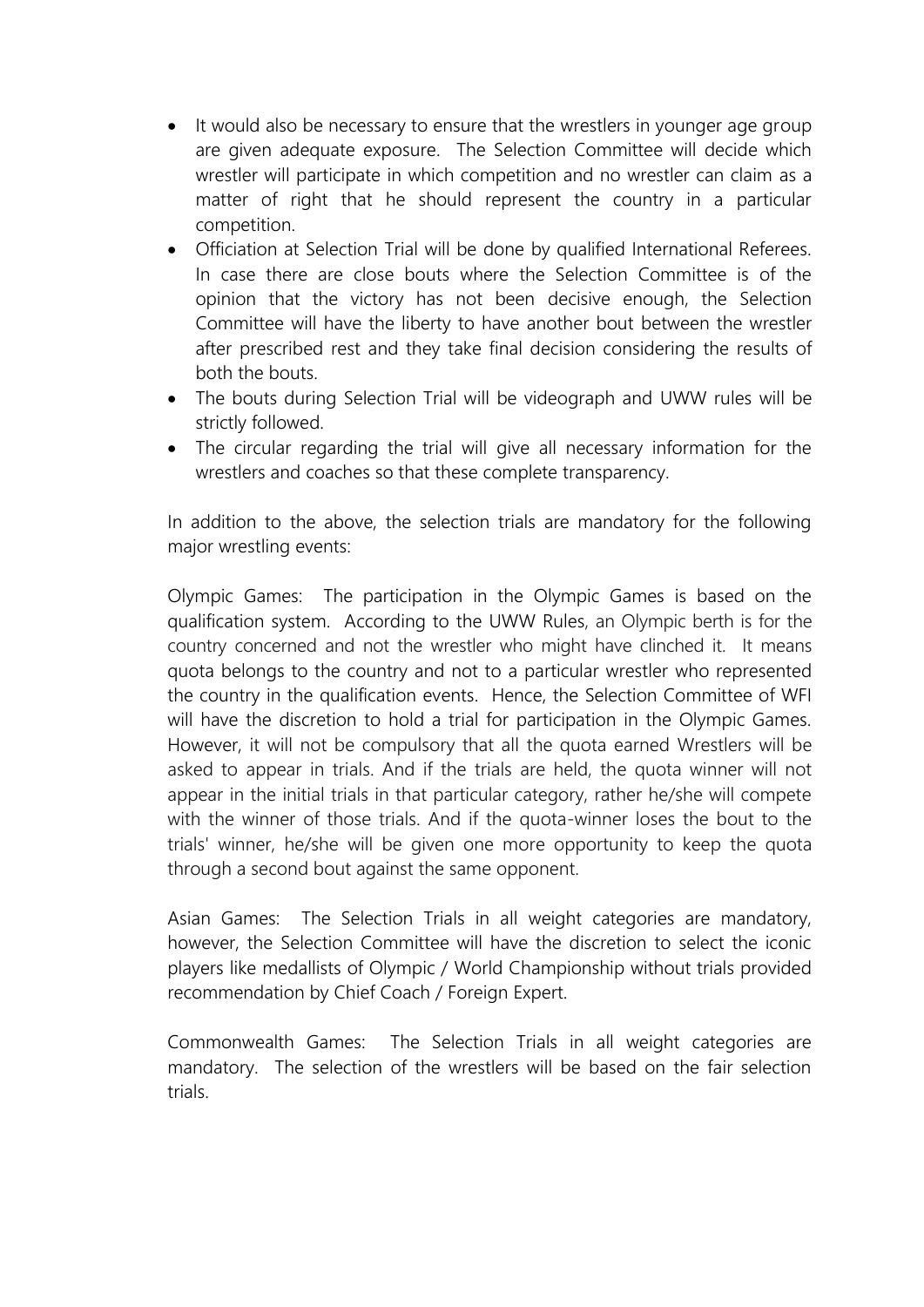- It would also be necessary to ensure that the wrestlers in younger age group are given adequate exposure. The Selection Committee will decide which wrestler will participate in which competition and no wrestler can claim as a matter of right that he should represent the country in a particular competition.
- Officiation at Selection Trial will be done by qualified International Referees. In case there are close bouts where the Selection Committee is of the opinion that the victory has not been decisive enough, the Selection Committee will have the liberty to have another bout between the wrestler after prescribed rest and they take final decision considering the results of both the bouts.
- The bouts during Selection Trial will be videograph and UWW rules will be strictly followed.
- The circular regarding the trial will give all necessary information for the wrestlers and coaches so that these complete transparency.

In addition to the above, the selection trials are mandatory for the following major wrestling events:

Olympic Games: The participation in the Olympic Games is based on the qualification system. According to the UWW Rules, an Olympic berth is for the country concerned and not the wrestler who might have clinched it. It means quota belongs to the country and not to a particular wrestler who represented the country in the qualification events. Hence, the Selection Committee of WFI will have the discretion to hold a trial for participation in the Olympic Games. However, it will not be compulsory that all the quota earned Wrestlers will be asked to appear in trials. And if the trials are held, the quota winner will not appear in the initial trials in that particular category, rather he/she will compete with the winner of those trials. And if the quota-winner loses the bout to the trials' winner, he/she will be given one more opportunity to keep the quota through a second bout against the same opponent.

Asian Games: The Selection Trials in all weight categories are mandatory, however, the Selection Committee will have the discretion to select the iconic players like medallists of Olympic / World Championship without trials provided recommendation by Chief Coach / Foreign Expert.

Commonwealth Games: The Selection Trials in all weight categories are mandatory. The selection of the wrestlers will be based on the fair selection trials.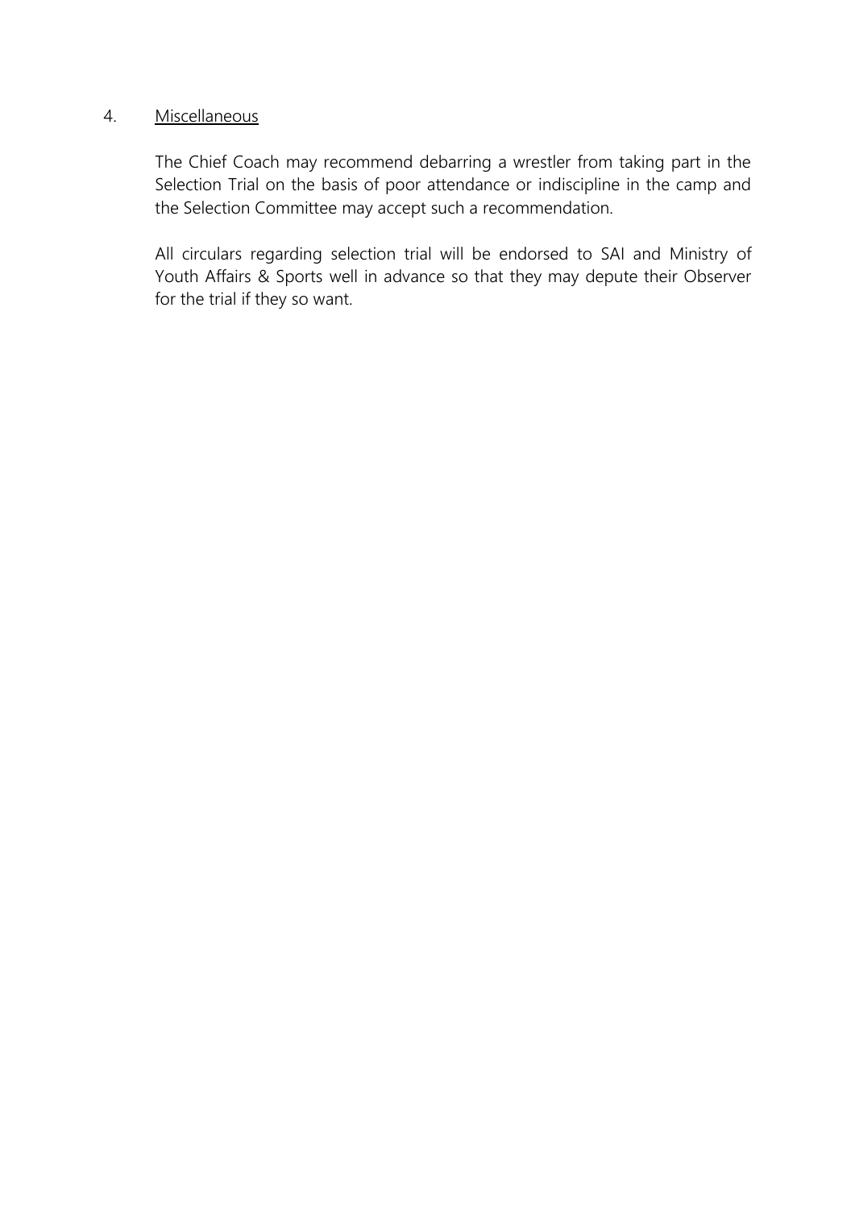4. <u>Miscellaneous</u>

The Chief Coach may recommend debarring a wrestler from taking part in the Selection Trial on the basis of poor attendance or indiscipline in the camp and the Selection Committee may accept such a recommendation.

All circulars regarding selection trial will be endorsed to SAI and Ministry of Youth Affairs & Sports well in advance so that they may depute their Observer for the trial if they so want.